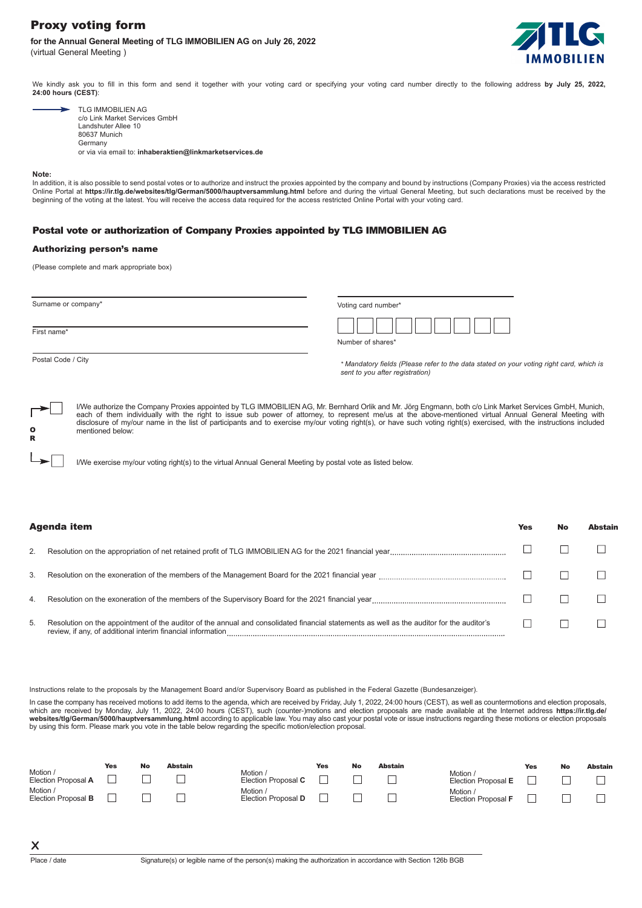# Proxy voting form

**for the Annual General Meeting of TLG IMMOBILIEN AG on July 26, 2022**
(virtual General Meeting )

We kindly ask you to fill in this form and send it together with your voting card or specifying your voting card number directly to the following address **by July 25, 2022, 24:00 hours (CEST)**:

TLG IMMOBILIEN AG
c/o Link Market Services GmbH
Landshuter Allee 10
80637 Munich
Germany
or via via email to: **inhaberaktien@linkmarketservices.de**

**Note:**
In addition, it is also possible to send postal votes or to authorize and instruct the proxies appointed by the company and bound by instructions (Company Proxies) via the access restricted Online Portal at **https://ir.tlg.de/websites/tlg/German/5000/hauptversammlung.html** before and during the virtual General Meeting, but such declarations must be received by the beginning of the voting at the latest. You will receive the access data required for the access restricted Online Portal with your voting card.

## Postal vote or authorization of Company Proxies appointed by TLG IMMOBILIEN AG

### Authorizing person's name

(Please complete and mark appropriate box)

Surname or company*

First name*

Postal Code / City

Voting card number*

☐☐☐☐☐☐☐☐☐

Number of shares*

*\* Mandatory fields (Please refer to the data stated on your voting right card, which is sent to you after registration)*

☐ I/We authorize the Company Proxies appointed by TLG IMMOBILIEN AG, Mr. Bernhard Orlik and Mr. Jörg Engmann, both c/o Link Market Services GmbH, Munich, each of them individually with the right to issue sub power of attorney, to represent me/us at the above-mentioned virtual Annual General Meeting with disclosure of my/our name in the list of participants and to exercise my/our voting right(s), or have such voting right(s) exercised, with the instructions included mentioned below:

**OR**

☐ I/We exercise my/our voting right(s) to the virtual Annual General Meeting by postal vote as listed below.

| | Agenda item | Yes | No | Abstain |
|---|---|---|---|---|
| 2. | Resolution on the appropriation of net retained profit of TLG IMMOBILIEN AG for the 2021 financial year | ☐ | ☐ | ☐ |
| 3. | Resolution on the exoneration of the members of the Management Board for the 2021 financial year | ☐ | ☐ | ☐ |
| 4. | Resolution on the exoneration of the members of the Supervisory Board for the 2021 financial year | ☐ | ☐ | ☐ |
| 5. | Resolution on the appointment of the auditor of the annual and consolidated financial statements as well as the auditor for the auditor's review, if any, of additional interim financial information | ☐ | ☐ | ☐ |

Instructions relate to the proposals by the Management Board and/or Supervisory Board as published in the Federal Gazette (Bundesanzeiger).

In case the company has received motions to add items to the agenda, which are received by Friday, July 1, 2022, 24:00 hours (CEST), as well as countermotions and election proposals, which are received by Monday, July 11, 2022, 24:00 hours (CEST), such (counter-)motions and election proposals are made available at the Internet address **https://ir.tlg.de/websites/tlg/German/5000/hauptversammlung.html** according to applicable law. You may also cast your postal vote or issue instructions regarding these motions or election proposals by using this form. Please mark you vote in the table below regarding the specific motion/election proposal.

| | Yes | No | Abstain | | Yes | No | Abstain | | Yes | No | Abstain |
|---|---|---|---|---|---|---|---|---|---|---|---|
| Motion / Election Proposal **A** | ☐ | ☐ | ☐ | Motion / Election Proposal **C** | ☐ | ☐ | ☐ | Motion / Election Proposal **E** | ☐ | ☐ | ☐ |
| Motion / Election Proposal **B** | ☐ | ☐ | ☐ | Motion / Election Proposal **D** | ☐ | ☐ | ☐ | Motion / Election Proposal **F** | ☐ | ☐ | ☐ |

X

Place / date — Signature(s) or legible name of the person(s) making the authorization in accordance with Section 126b BGB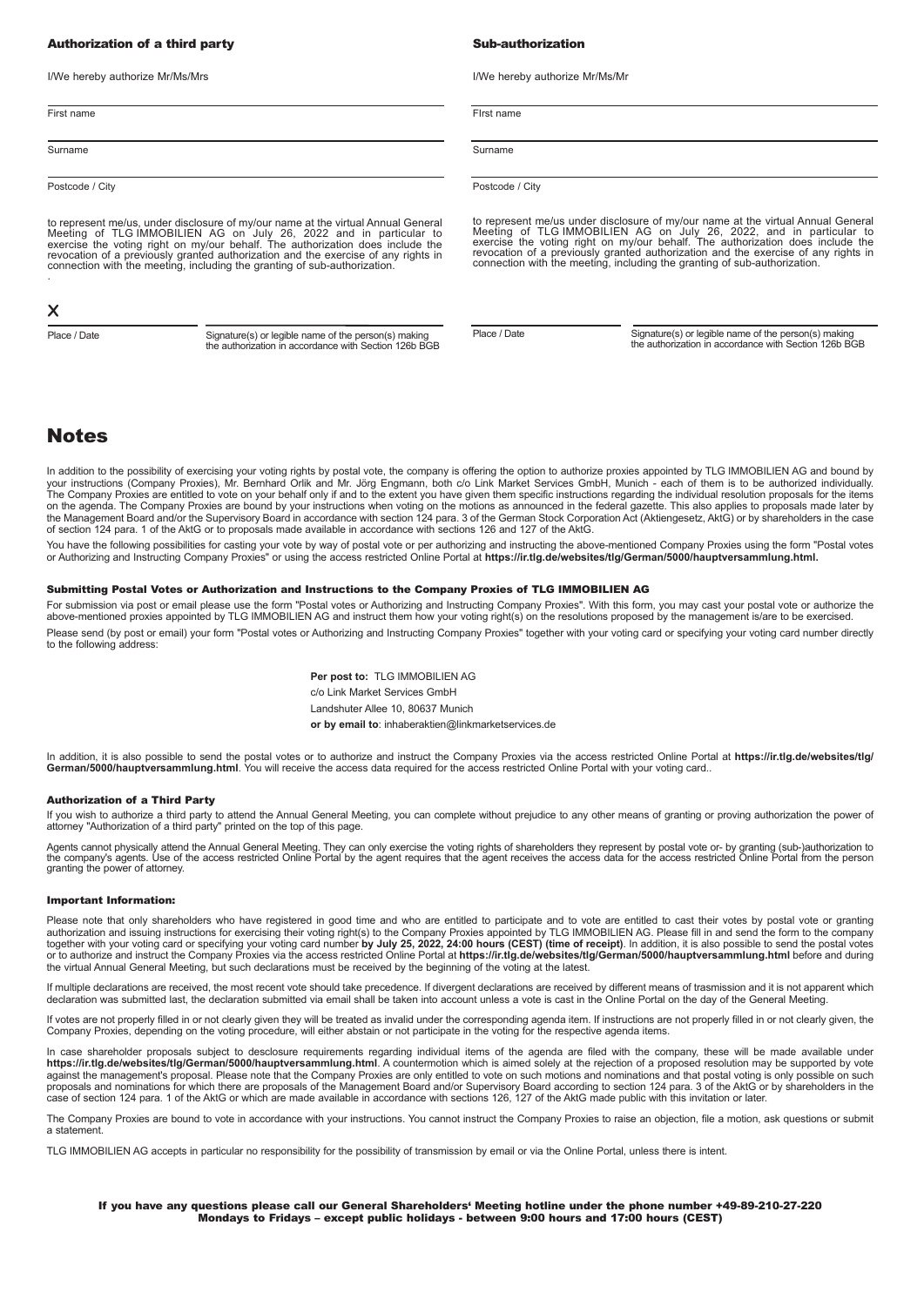## Authorization of a third party

I/We hereby authorize Mr/Ms/Mrs

First name

Surname

Postcode / City

to represent me/us, under disclosure of my/our name at the virtual Annual General Meeting of TLG IMMOBILIEN AG on July 26, 2022 and in particular to exercise the voting right on my/our behalf. The authorization does include the revocation of a previously granted authorization and the exercise of any rights in connection with the meeting, including the granting of sub-authorization.

X

| Place / Date | Signature(s) or legible name of the person(s) making the authorization in accordance with Section 126b BGB |
|---|---|

## Sub-authorization

I/We hereby authorize Mr/Ms/Mr

FIrst name

Surname

Postcode / City

to represent me/us under disclosure of my/our name at the virtual Annual General Meeting of TLG IMMOBILIEN AG on July 26, 2022, and in particular to exercise the voting right on my/our behalf. The authorization does include the revocation of a previously granted authorization and the exercise of any rights in connection with the meeting, including the granting of sub-authorization.

| Place / Date | Signature(s) or legible name of the person(s) making the authorization in accordance with Section 126b BGB |
|---|---|

# Notes

In addition to the possibility of exercising your voting rights by postal vote, the company is offering the option to authorize proxies appointed by TLG IMMOBILIEN AG and bound by your instructions (Company Proxies), Mr. Bernhard Orlik and Mr. Jörg Engmann, both c/o Link Market Services GmbH, Munich - each of them is to be authorized individually. The Company Proxies are entitled to vote on your behalf only if and to the extent you have given them specific instructions regarding the individual resolution proposals for the items on the agenda. The Company Proxies are bound by your instructions when voting on the motions as announced in the federal gazette. This also applies to proposals made later by the Management Board and/or the Supervisory Board in accordance with section 124 para. 3 of the German Stock Corporation Act (Aktiengesetz, AktG) or by shareholders in the case of section 124 para. 1 of the AktG or to proposals made available in accordance with sections 126 and 127 of the AktG.

You have the following possibilities for casting your vote by way of postal vote or per authorizing and instructing the above-mentioned Company Proxies using the form "Postal votes or Authorizing and Instructing Company Proxies" or using the access restricted Online Portal at **https://ir.tlg.de/websites/tlg/German/5000/hauptversammlung.html.**

### Submitting Postal Votes or Authorization and Instructions to the Company Proxies of TLG IMMOBILIEN AG

For submission via post or email please use the form "Postal votes or Authorizing and Instructing Company Proxies". With this form, you may cast your postal vote or authorize the above-mentioned proxies appointed by TLG IMMOBILIEN AG and instruct them how your voting right(s) on the resolutions proposed by the management is/are to be exercised.

Please send (by post or email) your form "Postal votes or Authorizing and Instructing Company Proxies" together with your voting card or specifying your voting card number directly to the following address:

**Per post to:** TLG IMMOBILIEN AG
c/o Link Market Services GmbH
Landshuter Allee 10, 80637 Munich
**or by email to**: inhaberaktien@linkmarketservices.de

In addition, it is also possible to send the postal votes or to authorize and instruct the Company Proxies via the access restricted Online Portal at **https://ir.tlg.de/websites/tlg/German/5000/hauptversammlung.html**. You will receive the access data required for the access restricted Online Portal with your voting card..

### Authorization of a Third Party

If you wish to authorize a third party to attend the Annual General Meeting, you can complete without prejudice to any other means of granting or proving authorization the power of attorney "Authorization of a third party" printed on the top of this page.

Agents cannot physically attend the Annual General Meeting. They can only exercise the voting rights of shareholders they represent by postal vote or- by granting (sub-)authorization to the company's agents. Use of the access restricted Online Portal by the agent requires that the agent receives the access data for the access restricted Online Portal from the person granting the power of attorney.

### Important Information:

Please note that only shareholders who have registered in good time and who are entitled to participate and to vote are entitled to cast their votes by postal vote or granting authorization and issuing instructions for exercising their voting right(s) to the Company Proxies appointed by TLG IMMOBILIEN AG. Please fill in and send the form to the company together with your voting card or specifying your voting card number **by July 25, 2022, 24:00 hours (CEST) (time of receipt)**. In addition, it is also possible to send the postal votes or to authorize and instruct the Company Proxies via the access restricted Online Portal at **https://ir.tlg.de/websites/tlg/German/5000/hauptversammlung.html** before and during the virtual Annual General Meeting, but such declarations must be received by the beginning of the voting at the latest.

If multiple declarations are received, the most recent vote should take precedence. If divergent declarations are received by different means of trasmission and it is not apparent which declaration was submitted last, the declaration submitted via email shall be taken into account unless a vote is cast in the Online Portal on the day of the General Meeting.

If votes are not properly filled in or not clearly given they will be treated as invalid under the corresponding agenda item. If instructions are not properly filled in or not clearly given, the Company Proxies, depending on the voting procedure, will either abstain or not participate in the voting for the respective agenda items.

In case shareholder proposals subject to desclosure requirements regarding individual items of the agenda are filed with the company, these will be made available under **https://ir.tlg.de/websites/tlg/German/5000/hauptversammlung.html**. A countermotion which is aimed solely at the rejection of a proposed resolution may be supported by vote against the management's proposal. Please note that the Company Proxies are only entitled to vote on such motions and nominations and that postal voting is only possible on such proposals and nominations for which there are proposals of the Management Board and/or Supervisory Board according to section 124 para. 3 of the AktG or by shareholders in the case of section 124 para. 1 of the AktG or which are made available in accordance with sections 126, 127 of the AktG made public with this invitation or later.

The Company Proxies are bound to vote in accordance with your instructions. You cannot instruct the Company Proxies to raise an objection, file a motion, ask questions or submit a statement.

TLG IMMOBILIEN AG accepts in particular no responsibility for the possibility of transmission by email or via the Online Portal, unless there is intent.

**If you have any questions please call our General Shareholders' Meeting hotline under the phone number +49-89-210-27-220 Mondays to Fridays – except public holidays - between 9:00 hours and 17:00 hours (CEST)**